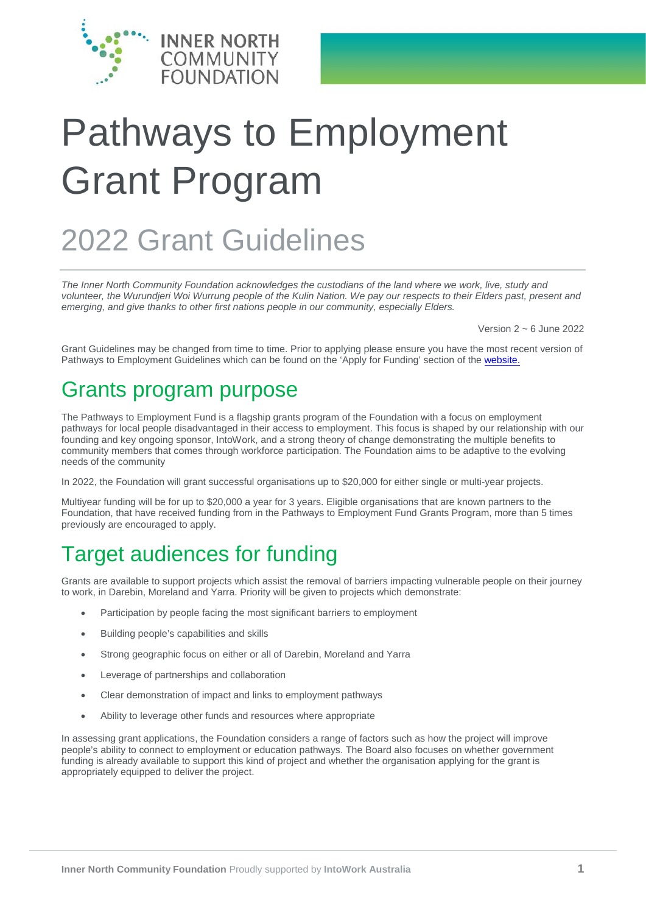# Pathways to Employment Grant Program

## 2022 Grant Guidelines

*The Inner North Community Foundation acknowledges the custodians of the land where we work, live, study and volunteer, the Wurundjeri Woi Wurrung people of the Kulin Nation. We pay our respects to their Elders past, present and emerging, and give thanks to other first nations people in our community, especially Elders.*

Version 2 ~ 6 June 2022

Grant Guidelines may be changed from time to time. Prior to applying please ensure you have the most recent version of Pathways to Employment Guidelines which can be found on the 'Apply for Funding' section of the [website.](website)

## Grants program purpose

The Pathways to Employment Fund is a flagship grants program of the Foundation with a focus on employment pathways for local people disadvantaged in their access to employment. This focus is shaped by our relationship with our founding and key ongoing sponsor, IntoWork, and a strong theory of change demonstrating the multiple benefits to community members that comes through workforce participation. The Foundation aims to be adaptive to the evolving needs of the community

In 2022, the Foundation will grant successful organisations up to $20,000 for either single or multi-year projects.

Multiyear funding will be for up to $20,000 a year for 3 years. Eligible organisations that are known partners to the Foundation, that have received funding from in the Pathways to Employment Fund Grants Program, more than 5 times previously are encouraged to apply.

## Target audiences for funding

Grants are available to support projects which assist the removal of barriers impacting vulnerable people on their journey to work, in Darebin, Moreland and Yarra. Priority will be given to projects which demonstrate:

- Participation by people facing the most significant barriers to employment
- Building people's capabilities and skills
- Strong geographic focus on either or all of Darebin, Moreland and Yarra
- Leverage of partnerships and collaboration
- Clear demonstration of impact and links to employment pathways
- Ability to leverage other funds and resources where appropriate

In assessing grant applications, the Foundation considers a range of factors such as how the project will improve people's ability to connect to employment or education pathways. The Board also focuses on whether government funding is already available to support this kind of project and whether the organisation applying for the grant is appropriately equipped to deliver the project.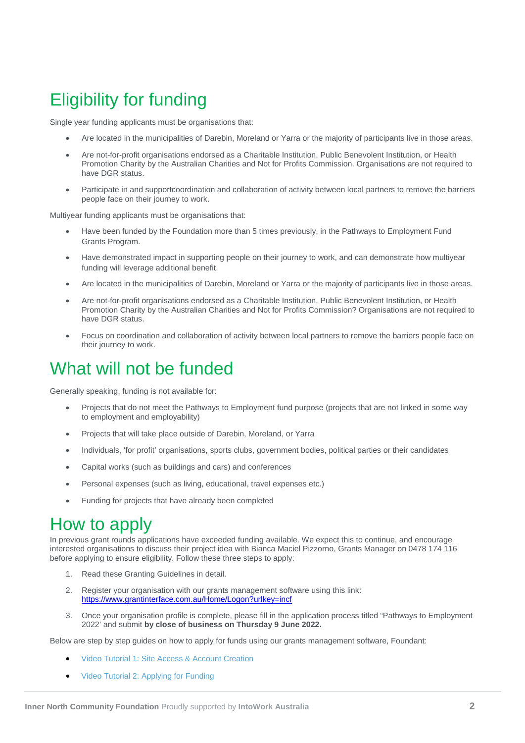# Eligibility for funding

Single year funding applicants must be organisations that:

- Are located in the municipalities of Darebin, Moreland or Yarra or the majority of participants live in those areas.
- Are not-for-profit organisations endorsed as a Charitable Institution, Public Benevolent Institution, or Health Promotion Charity by the Australian Charities and Not for Profits Commission. Organisations are not required to have DGR status.
- Participate in and supportcoordination and collaboration of activity between local partners to remove the barriers people face on their journey to work.

Multiyear funding applicants must be organisations that:

- Have been funded by the Foundation more than 5 times previously, in the Pathways to Employment Fund Grants Program.
- Have demonstrated impact in supporting people on their journey to work, and can demonstrate how multiyear funding will leverage additional benefit.
- Are located in the municipalities of Darebin, Moreland or Yarra or the majority of participants live in those areas.
- Are not-for-profit organisations endorsed as a Charitable Institution, Public Benevolent Institution, or Health Promotion Charity by the Australian Charities and Not for Profits Commission? Organisations are not required to have DGR status.
- Focus on coordination and collaboration of activity between local partners to remove the barriers people face on their journey to work.

# What will not be funded

Generally speaking, funding is not available for:

- Projects that do not meet the Pathways to Employment fund purpose (projects that are not linked in some way to employment and employability)
- Projects that will take place outside of Darebin, Moreland, or Yarra
- Individuals, 'for profit' organisations, sports clubs, government bodies, political parties or their candidates
- Capital works (such as buildings and cars) and conferences
- Personal expenses (such as living, educational, travel expenses etc.)
- Funding for projects that have already been completed

# How to apply

In previous grant rounds applications have exceeded funding available. We expect this to continue, and encourage interested organisations to discuss their project idea with Bianca Maciel Pizzorno, Grants Manager on 0478 174 116 before applying to ensure eligibility. Follow these three steps to apply:

1. Read these Granting Guidelines in detail.
2. Register your organisation with our grants management software using this link: https://www.grantinterface.com.au/Home/Logon?urlkey=incf
3. Once your organisation profile is complete, please fill in the application process titled "Pathways to Employment 2022' and submit **by close of business on Thursday 9 June 2022.**

Below are step by step guides on how to apply for funds using our grants management software, Foundant:

- Video Tutorial 1: Site Access & Account Creation
- Video Tutorial 2: Applying for Funding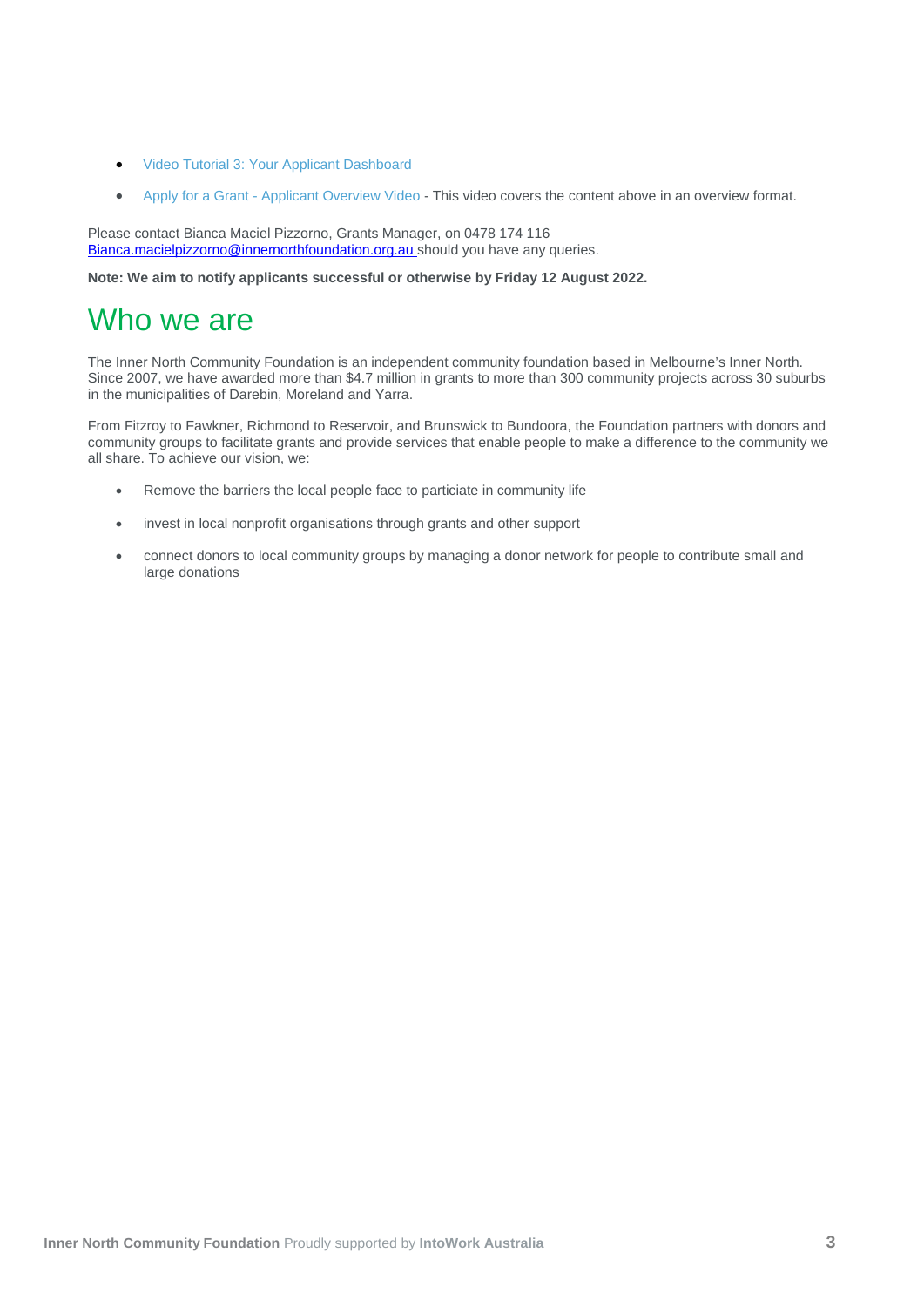- Video Tutorial 3: Your Applicant Dashboard
- Apply for a Grant - Applicant Overview Video - This video covers the content above in an overview format.

Please contact Bianca Maciel Pizzorno, Grants Manager, on 0478 174 116 Bianca.macielpizzorno@innernorthfoundation.org.au should you have any queries.

**Note: We aim to notify applicants successful or otherwise by Friday 12 August 2022.**

# Who we are

The Inner North Community Foundation is an independent community foundation based in Melbourne's Inner North. Since 2007, we have awarded more than $4.7 million in grants to more than 300 community projects across 30 suburbs in the municipalities of Darebin, Moreland and Yarra.

From Fitzroy to Fawkner, Richmond to Reservoir, and Brunswick to Bundoora, the Foundation partners with donors and community groups to facilitate grants and provide services that enable people to make a difference to the community we all share. To achieve our vision, we:

- Remove the barriers the local people face to particiate in community life
- invest in local nonprofit organisations through grants and other support
- connect donors to local community groups by managing a donor network for people to contribute small and large donations